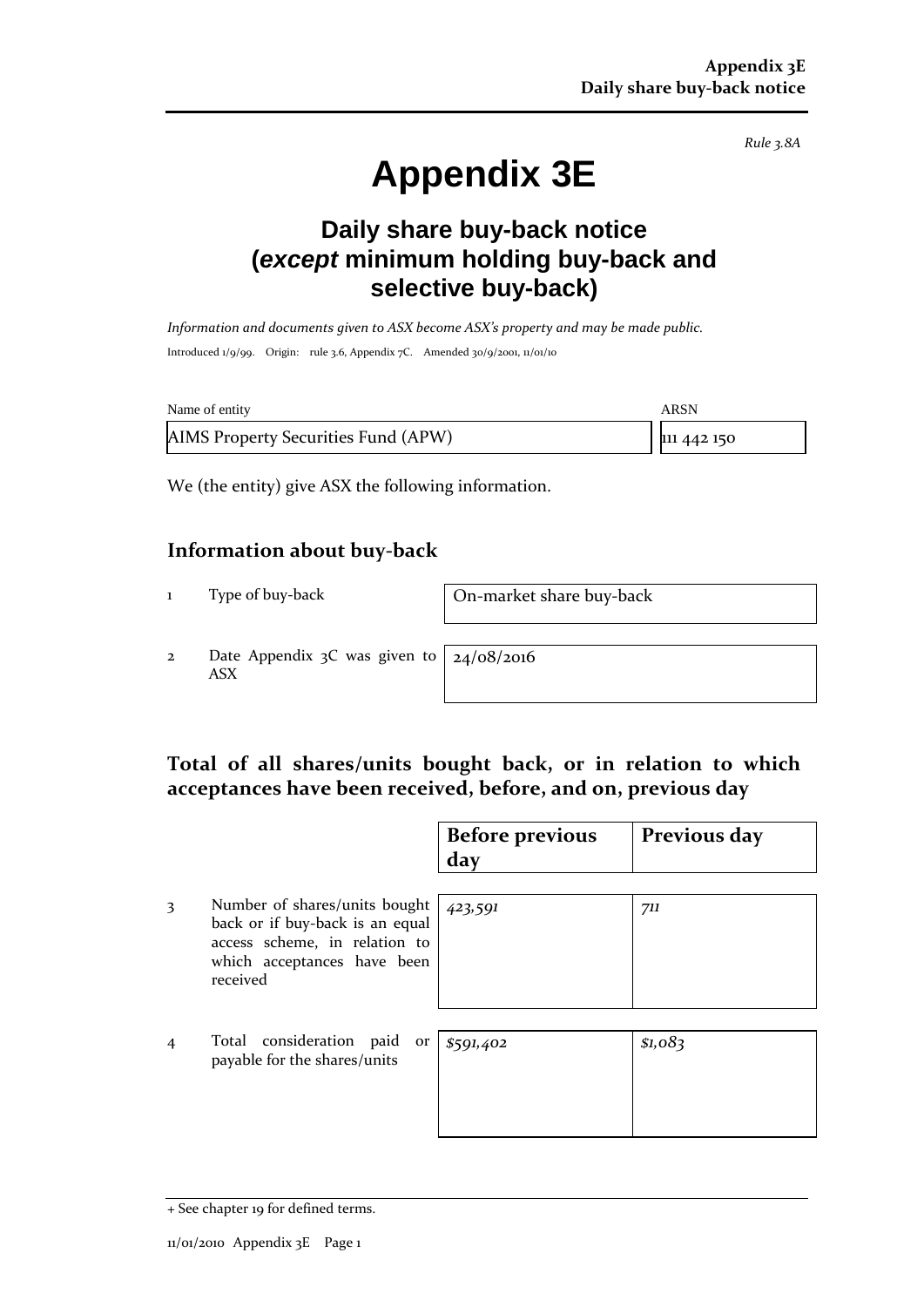*Rule 3.8A*

# Appendix 3E

## Daily share buy-back notice (*except* minimum holding buy-back and selective buy-back)

*Information and documents given to ASX become ASX's property and may be made public.*

Introduced 1/9/99. Origin: rule 3.6, Appendix 7C. Amended 30/9/2001, 11/01/10

| Name of entity | ARSN |
|---|---|
| AIMS Property Securities Fund (APW) | 111 442 150 |

We (the entity) give ASX the following information.

## Information about buy-back

| | | |
|---|---|---|
| 1 | Type of buy-back | On-market share buy-back |
| 2 | Date Appendix 3C was given to ASX | 24/08/2016 |

## Total of all shares/units bought back, or in relation to which acceptances have been received, before, and on, previous day

| | | Before previous day | Previous day |
|---|---|---|---|
| 3 | Number of shares/units bought back or if buy-back is an equal access scheme, in relation to which acceptances have been received | *423,591* | *711* |
| 4 | Total consideration paid or payable for the shares/units | *$591,402* | *$1,083* |

+ See chapter 19 for defined terms.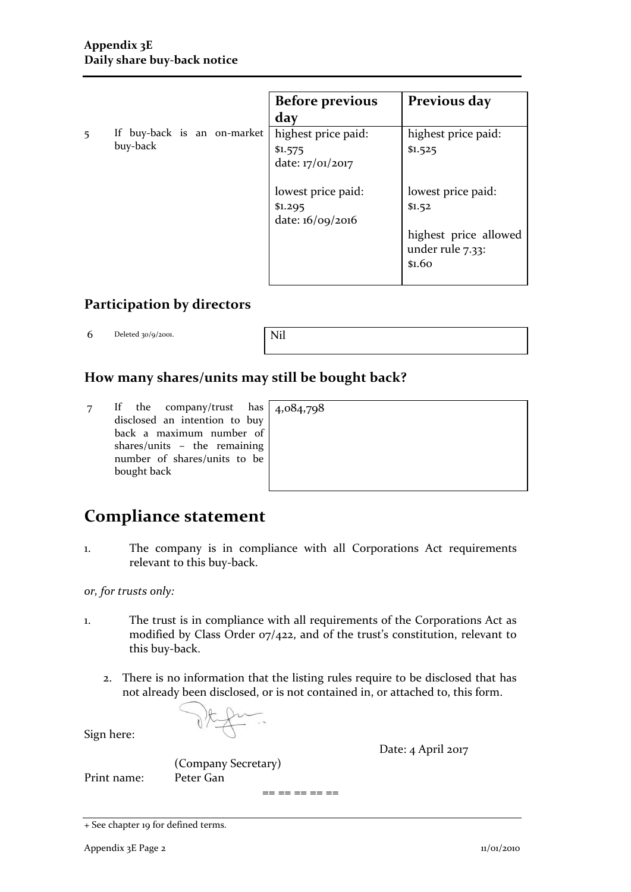| | | Before previous day | Previous day |
|---|---|---|---|
| 5 | If buy-back is an on-market buy-back | highest price paid: $1.575 date: 17/01/2017<br><br>lowest price paid: $1.295 date: 16/09/2016 | highest price paid: $1.525<br><br>lowest price paid: $1.52<br><br>highest price allowed under rule 7.33: $1.60 |

## Participation by directors

| | | |
|---|---|---|
| 6 | Deleted 30/9/2001. | Nil |

## How many shares/units may still be bought back?

| | | |
|---|---|---|
| 7 | If the company/trust has disclosed an intention to buy back a maximum number of shares/units – the remaining number of shares/units to be bought back | 4,084,798 |

# Compliance statement

1. The company is in compliance with all Corporations Act requirements relevant to this buy-back.

*or, for trusts only:*

1. The trust is in compliance with all requirements of the Corporations Act as modified by Class Order 07/422, and of the trust's constitution, relevant to this buy-back.

2. There is no information that the listing rules require to be disclosed that has not already been disclosed, or is not contained in, or attached to, this form.

Sign here:

Date: 4 April 2017

(Company Secretary)

Print name: Peter Gan

== == == == ==

+ See chapter 19 for defined terms.